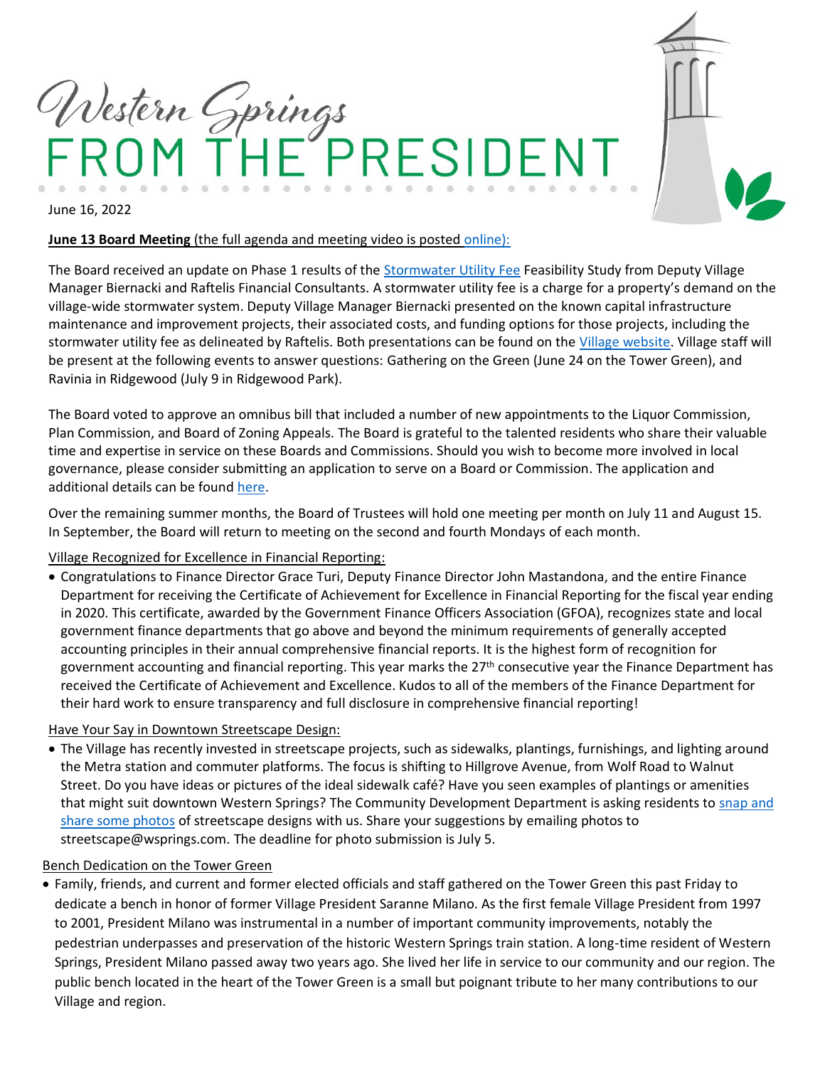# Western Springs FROM THE PRESIDENT

June 16, 2022

**June 13 Board Meeting** (the full agenda and meeting video is posted online):

The Board received an update on Phase 1 results of the Stormwater Utility Fee Feasibility Study from Deputy Village Manager Biernacki and Raftelis Financial Consultants. A stormwater utility fee is a charge for a property's demand on the village-wide stormwater system. Deputy Village Manager Biernacki presented on the known capital infrastructure maintenance and improvement projects, their associated costs, and funding options for those projects, including the stormwater utility fee as delineated by Raftelis. Both presentations can be found on the Village website. Village staff will be present at the following events to answer questions: Gathering on the Green (June 24 on the Tower Green), and Ravinia in Ridgewood (July 9 in Ridgewood Park).

The Board voted to approve an omnibus bill that included a number of new appointments to the Liquor Commission, Plan Commission, and Board of Zoning Appeals. The Board is grateful to the talented residents who share their valuable time and expertise in service on these Boards and Commissions. Should you wish to become more involved in local governance, please consider submitting an application to serve on a Board or Commission. The application and additional details can be found here.

Over the remaining summer months, the Board of Trustees will hold one meeting per month on July 11 and August 15. In September, the Board will return to meeting on the second and fourth Mondays of each month.

Village Recognized for Excellence in Financial Reporting:

- Congratulations to Finance Director Grace Turi, Deputy Finance Director John Mastandona, and the entire Finance Department for receiving the Certificate of Achievement for Excellence in Financial Reporting for the fiscal year ending in 2020. This certificate, awarded by the Government Finance Officers Association (GFOA), recognizes state and local government finance departments that go above and beyond the minimum requirements of generally accepted accounting principles in their annual comprehensive financial reports. It is the highest form of recognition for government accounting and financial reporting. This year marks the 27th consecutive year the Finance Department has received the Certificate of Achievement and Excellence. Kudos to all of the members of the Finance Department for their hard work to ensure transparency and full disclosure in comprehensive financial reporting!

Have Your Say in Downtown Streetscape Design:

- The Village has recently invested in streetscape projects, such as sidewalks, plantings, furnishings, and lighting around the Metra station and commuter platforms. The focus is shifting to Hillgrove Avenue, from Wolf Road to Walnut Street. Do you have ideas or pictures of the ideal sidewalk café? Have you seen examples of plantings or amenities that might suit downtown Western Springs? The Community Development Department is asking residents to snap and share some photos of streetscape designs with us. Share your suggestions by emailing photos to streetscape@wsprings.com. The deadline for photo submission is July 5.

Bench Dedication on the Tower Green

- Family, friends, and current and former elected officials and staff gathered on the Tower Green this past Friday to dedicate a bench in honor of former Village President Saranne Milano. As the first female Village President from 1997 to 2001, President Milano was instrumental in a number of important community improvements, notably the pedestrian underpasses and preservation of the historic Western Springs train station. A long-time resident of Western Springs, President Milano passed away two years ago. She lived her life in service to our community and our region. The public bench located in the heart of the Tower Green is a small but poignant tribute to her many contributions to our Village and region.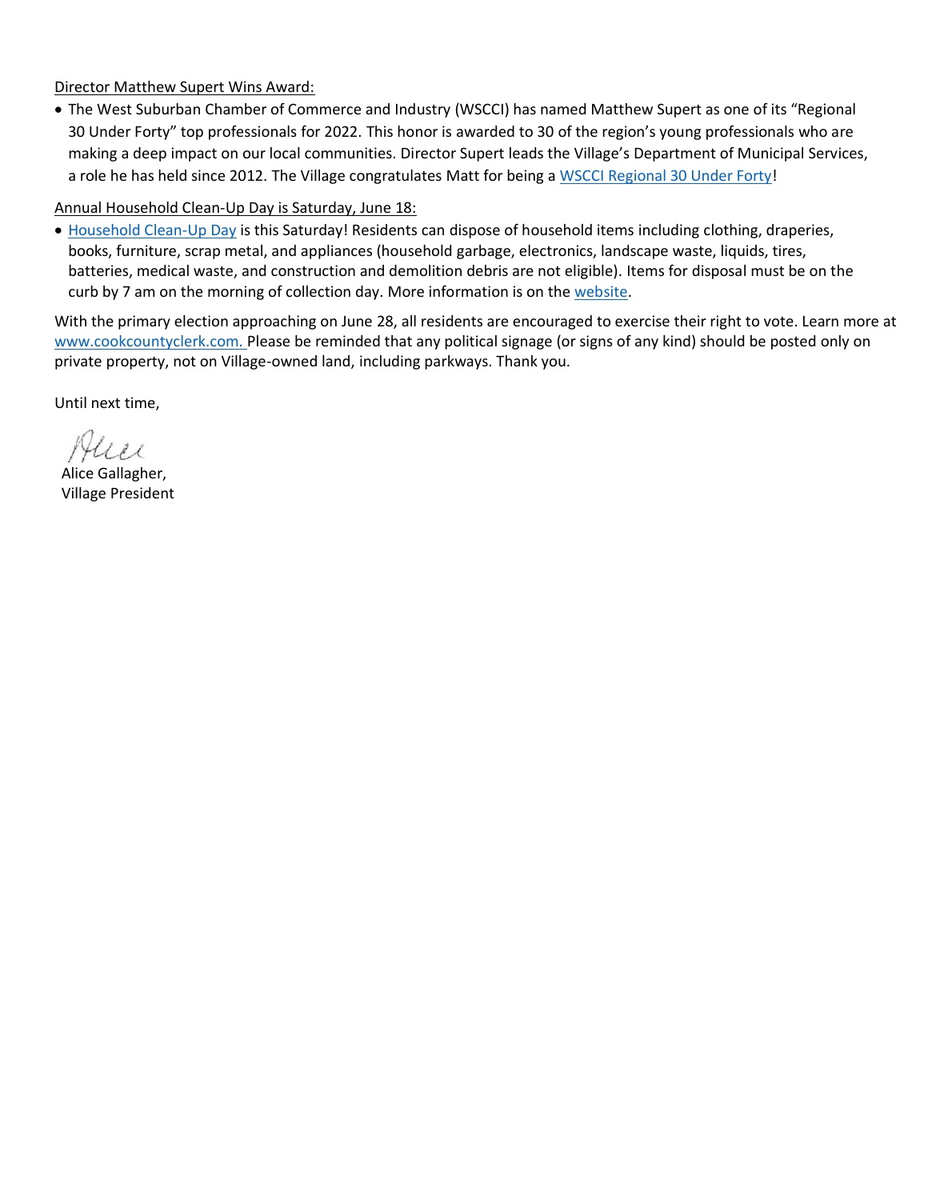Director Matthew Supert Wins Award:

- The West Suburban Chamber of Commerce and Industry (WSCCI) has named Matthew Supert as one of its "Regional 30 Under Forty" top professionals for 2022. This honor is awarded to 30 of the region's young professionals who are making a deep impact on our local communities. Director Supert leads the Village's Department of Municipal Services, a role he has held since 2012. The Village congratulates Matt for being a WSCCI Regional 30 Under Forty!

Annual Household Clean-Up Day is Saturday, June 18:

- Household Clean-Up Day is this Saturday! Residents can dispose of household items including clothing, draperies, books, furniture, scrap metal, and appliances (household garbage, electronics, landscape waste, liquids, tires, batteries, medical waste, and construction and demolition debris are not eligible). Items for disposal must be on the curb by 7 am on the morning of collection day. More information is on the website.

With the primary election approaching on June 28, all residents are encouraged to exercise their right to vote. Learn more at www.cookcountyclerk.com. Please be reminded that any political signage (or signs of any kind) should be posted only on private property, not on Village-owned land, including parkways. Thank you.

Until next time,

Alice

Alice Gallagher,
Village President